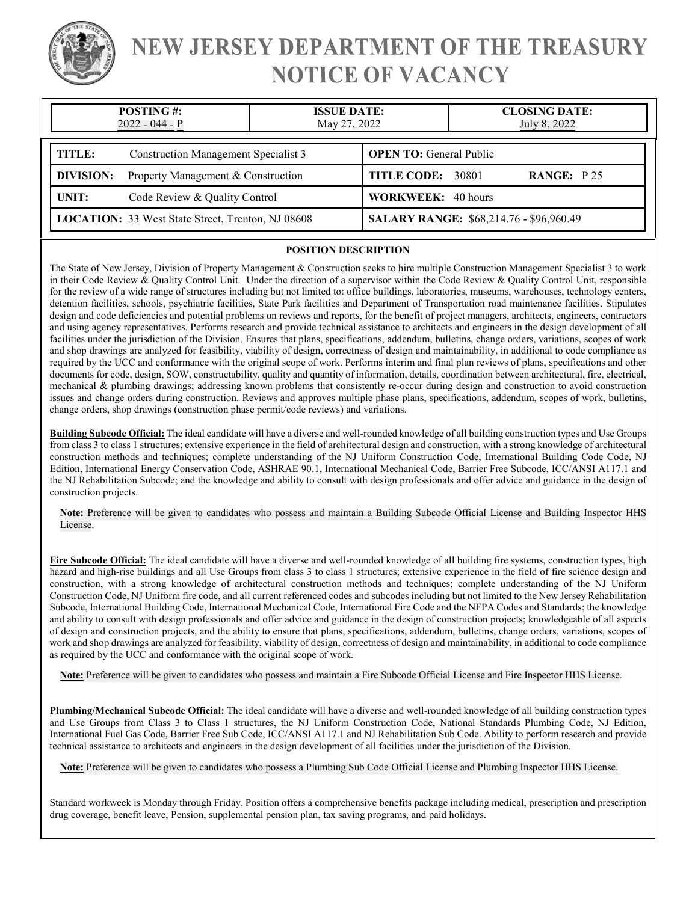# NEW JERSEY DEPARTMENT OF THE TREASURY
# NOTICE OF VACANCY

| POSTING #: | ISSUE DATE: | CLOSING DATE: |
|---|---|---|
| 2022 - 044 - P | May 27, 2022 | July 8, 2022 |

| | |
|---|---|
| **TITLE:** Construction Management Specialist 3 | **OPEN TO:** General Public |
| **DIVISION:** Property Management & Construction | **TITLE CODE:** 30801 **RANGE:** P 25 |
| **UNIT:** Code Review & Quality Control | **WORKWEEK:** 40 hours |
| **LOCATION:** 33 West State Street, Trenton, NJ 08608 | **SALARY RANGE:** $68,214.76 - $96,960.49 |

## POSITION DESCRIPTION

The State of New Jersey, Division of Property Management & Construction seeks to hire multiple Construction Management Specialist 3 to work in their Code Review & Quality Control Unit. Under the direction of a supervisor within the Code Review & Quality Control Unit, responsible for the review of a wide range of structures including but not limited to: office buildings, laboratories, museums, warehouses, technology centers, detention facilities, schools, psychiatric facilities, State Park facilities and Department of Transportation road maintenance facilities. Stipulates design and code deficiencies and potential problems on reviews and reports, for the benefit of project managers, architects, engineers, contractors and using agency representatives. Performs research and provide technical assistance to architects and engineers in the design development of all facilities under the jurisdiction of the Division. Ensures that plans, specifications, addendum, bulletins, change orders, variations, scopes of work and shop drawings are analyzed for feasibility, viability of design, correctness of design and maintainability, in additional to code compliance as required by the UCC and conformance with the original scope of work. Performs interim and final plan reviews of plans, specifications and other documents for code, design, SOW, constructability, quality and quantity of information, details, coordination between architectural, fire, electrical, mechanical & plumbing drawings; addressing known problems that consistently re-occur during design and construction to avoid construction issues and change orders during construction. Reviews and approves multiple phase plans, specifications, addendum, scopes of work, bulletins, change orders, shop drawings (construction phase permit/code reviews) and variations.

**Building Subcode Official:** The ideal candidate will have a diverse and well-rounded knowledge of all building construction types and Use Groups from class 3 to class 1 structures; extensive experience in the field of architectural design and construction, with a strong knowledge of architectural construction methods and techniques; complete understanding of the NJ Uniform Construction Code, International Building Code Code, NJ Edition, International Energy Conservation Code, ASHRAE 90.1, International Mechanical Code, Barrier Free Subcode, ICC/ANSI A117.1 and the NJ Rehabilitation Subcode; and the knowledge and ability to consult with design professionals and offer advice and guidance in the design of construction projects.

**Note:** Preference will be given to candidates who possess and maintain a Building Subcode Official License and Building Inspector HHS License.

**Fire Subcode Official:** The ideal candidate will have a diverse and well-rounded knowledge of all building fire systems, construction types, high hazard and high-rise buildings and all Use Groups from class 3 to class 1 structures; extensive experience in the field of fire science design and construction, with a strong knowledge of architectural construction methods and techniques; complete understanding of the NJ Uniform Construction Code, NJ Uniform fire code, and all current referenced codes and subcodes including but not limited to the New Jersey Rehabilitation Subcode, International Building Code, International Mechanical Code, International Fire Code and the NFPA Codes and Standards; the knowledge and ability to consult with design professionals and offer advice and guidance in the design of construction projects; knowledgeable of all aspects of design and construction projects, and the ability to ensure that plans, specifications, addendum, bulletins, change orders, variations, scopes of work and shop drawings are analyzed for feasibility, viability of design, correctness of design and maintainability, in additional to code compliance as required by the UCC and conformance with the original scope of work.

**Note:** Preference will be given to candidates who possess and maintain a Fire Subcode Official License and Fire Inspector HHS License.

**Plumbing/Mechanical Subcode Official:** The ideal candidate will have a diverse and well-rounded knowledge of all building construction types and Use Groups from Class 3 to Class 1 structures, the NJ Uniform Construction Code, National Standards Plumbing Code, NJ Edition, International Fuel Gas Code, Barrier Free Sub Code, ICC/ANSI A117.1 and NJ Rehabilitation Sub Code. Ability to perform research and provide technical assistance to architects and engineers in the design development of all facilities under the jurisdiction of the Division.

**Note:** Preference will be given to candidates who possess a Plumbing Sub Code Official License and Plumbing Inspector HHS License.

Standard workweek is Monday through Friday. Position offers a comprehensive benefits package including medical, prescription and prescription drug coverage, benefit leave, Pension, supplemental pension plan, tax saving programs, and paid holidays.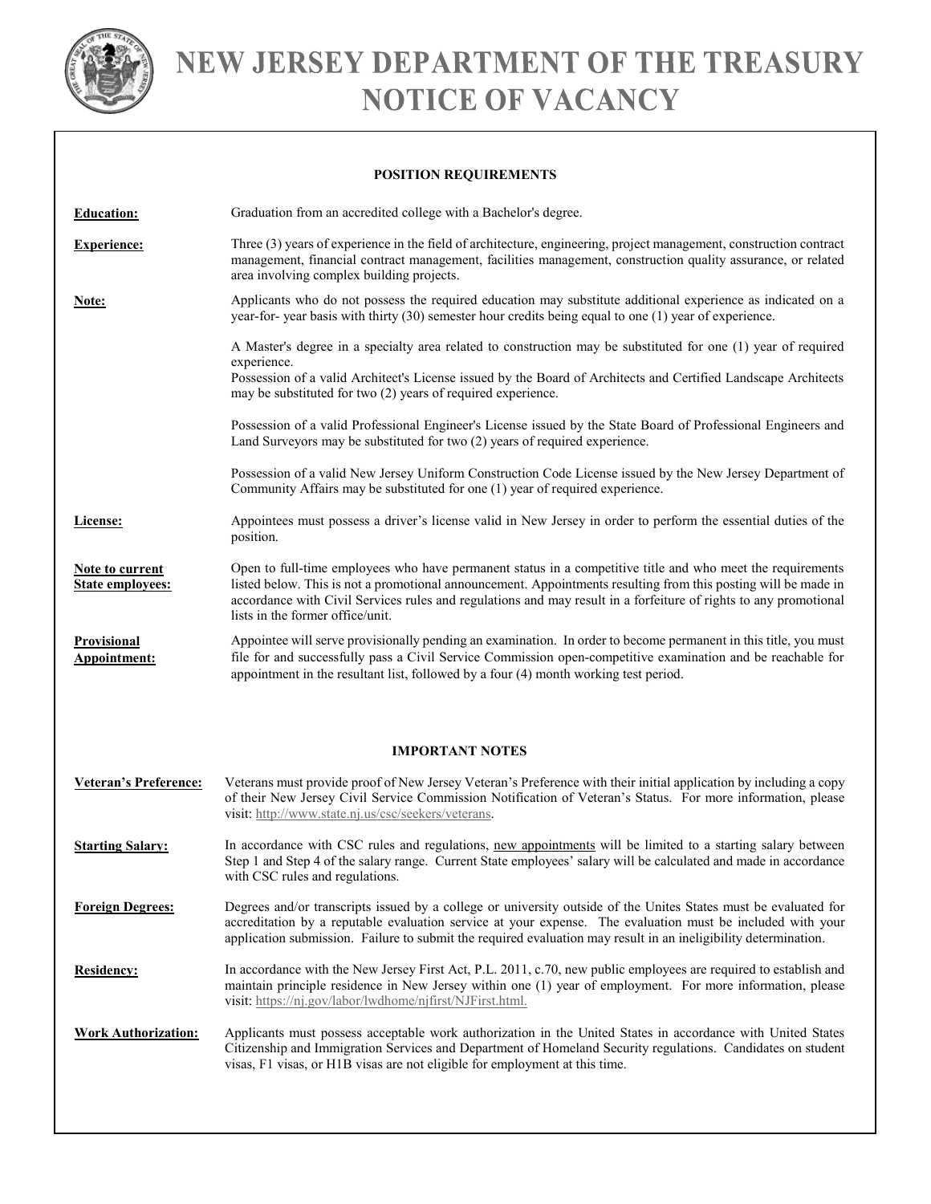# NEW JERSEY DEPARTMENT OF THE TREASURY
# NOTICE OF VACANCY

## POSITION REQUIREMENTS

**Education:** Graduation from an accredited college with a Bachelor's degree.

**Experience:** Three (3) years of experience in the field of architecture, engineering, project management, construction contract management, financial contract management, facilities management, construction quality assurance, or related area involving complex building projects.

**Note:** Applicants who do not possess the required education may substitute additional experience as indicated on a year-for- year basis with thirty (30) semester hour credits being equal to one (1) year of experience.

A Master's degree in a specialty area related to construction may be substituted for one (1) year of required experience.
Possession of a valid Architect's License issued by the Board of Architects and Certified Landscape Architects may be substituted for two (2) years of required experience.

Possession of a valid Professional Engineer's License issued by the State Board of Professional Engineers and Land Surveyors may be substituted for two (2) years of required experience.

Possession of a valid New Jersey Uniform Construction Code License issued by the New Jersey Department of Community Affairs may be substituted for one (1) year of required experience.

**License:** Appointees must possess a driver's license valid in New Jersey in order to perform the essential duties of the position.

**Note to current State employees:** Open to full-time employees who have permanent status in a competitive title and who meet the requirements listed below. This is not a promotional announcement. Appointments resulting from this posting will be made in accordance with Civil Services rules and regulations and may result in a forfeiture of rights to any promotional lists in the former office/unit.

**Provisional Appointment:** Appointee will serve provisionally pending an examination. In order to become permanent in this title, you must file for and successfully pass a Civil Service Commission open-competitive examination and be reachable for appointment in the resultant list, followed by a four (4) month working test period.

## IMPORTANT NOTES

**Veteran's Preference:** Veterans must provide proof of New Jersey Veteran's Preference with their initial application by including a copy of their New Jersey Civil Service Commission Notification of Veteran's Status. For more information, please visit: http://www.state.nj.us/csc/seekers/veterans.

**Starting Salary:** In accordance with CSC rules and regulations, new appointments will be limited to a starting salary between Step 1 and Step 4 of the salary range. Current State employees' salary will be calculated and made in accordance with CSC rules and regulations.

**Foreign Degrees:** Degrees and/or transcripts issued by a college or university outside of the Unites States must be evaluated for accreditation by a reputable evaluation service at your expense. The evaluation must be included with your application submission. Failure to submit the required evaluation may result in an ineligibility determination.

**Residency:** In accordance with the New Jersey First Act, P.L. 2011, c.70, new public employees are required to establish and maintain principle residence in New Jersey within one (1) year of employment. For more information, please visit: https://nj.gov/labor/lwdhome/njfirst/NJFirst.html.

**Work Authorization:** Applicants must possess acceptable work authorization in the United States in accordance with United States Citizenship and Immigration Services and Department of Homeland Security regulations. Candidates on student visas, F1 visas, or H1B visas are not eligible for employment at this time.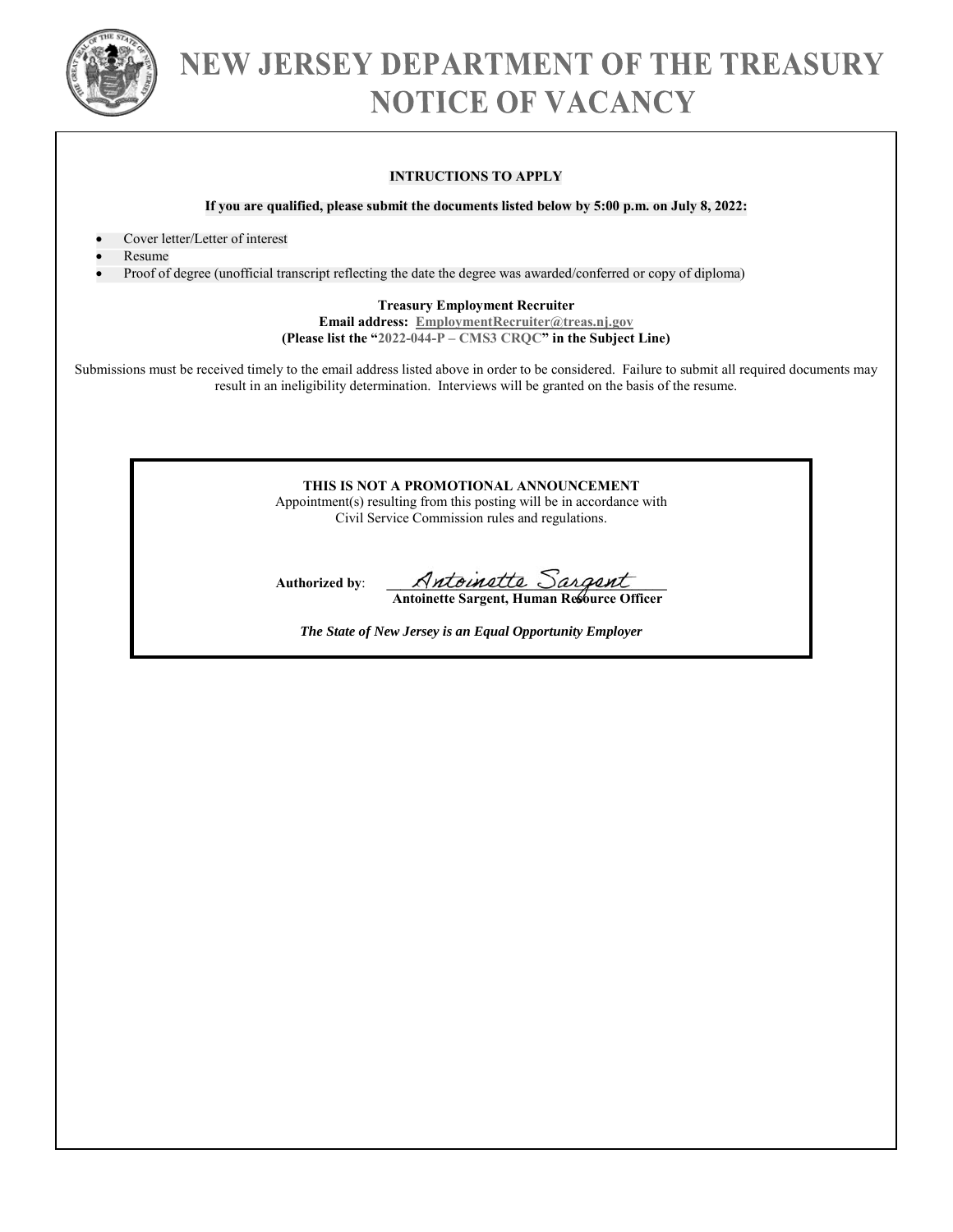# NEW JERSEY DEPARTMENT OF THE TREASURY NOTICE OF VACANCY

**INTRUCTIONS TO APPLY**

**If you are qualified, please submit the documents listed below by 5:00 p.m. on July 8, 2022:**

- Cover letter/Letter of interest
- Resume
- Proof of degree (unofficial transcript reflecting the date the degree was awarded/conferred or copy of diploma)

**Treasury Employment Recruiter**
**Email address: EmploymentRecruiter@treas.nj.gov**
**(Please list the "2022-044-P – CMS3 CRQC" in the Subject Line)**

Submissions must be received timely to the email address listed above in order to be considered. Failure to submit all required documents may result in an ineligibility determination. Interviews will be granted on the basis of the resume.

**THIS IS NOT A PROMOTIONAL ANNOUNCEMENT**
Appointment(s) resulting from this posting will be in accordance with Civil Service Commission rules and regulations.

**Authorized by**: Antoinette Sargent
**Antoinette Sargent, Human Resource Officer**

***The State of New Jersey is an Equal Opportunity Employer***